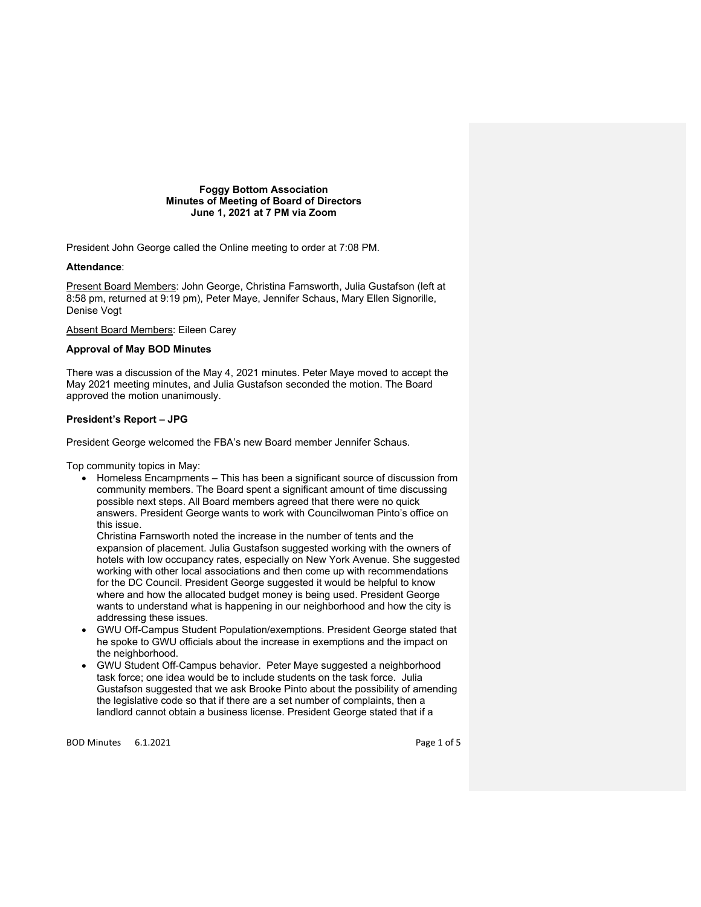**Foggy Bottom Association**
**Minutes of Meeting of Board of Directors**
**June 1, 2021 at 7 PM via Zoom**

President John George called the Online meeting to order at 7:08 PM.

**Attendance**:

Present Board Members: John George, Christina Farnsworth, Julia Gustafson (left at 8:58 pm, returned at 9:19 pm), Peter Maye, Jennifer Schaus, Mary Ellen Signorille, Denise Vogt

Absent Board Members: Eileen Carey

**Approval of May BOD Minutes**

There was a discussion of the May 4, 2021 minutes. Peter Maye moved to accept the May 2021 meeting minutes, and Julia Gustafson seconded the motion. The Board approved the motion unanimously.

**President's Report – JPG**

President George welcomed the FBA's new Board member Jennifer Schaus.

Top community topics in May:

- Homeless Encampments – This has been a significant source of discussion from community members. The Board spent a significant amount of time discussing possible next steps. All Board members agreed that there were no quick answers. President George wants to work with Councilwoman Pinto's office on this issue.
  Christina Farnsworth noted the increase in the number of tents and the expansion of placement. Julia Gustafson suggested working with the owners of hotels with low occupancy rates, especially on New York Avenue. She suggested working with other local associations and then come up with recommendations for the DC Council. President George suggested it would be helpful to know where and how the allocated budget money is being used. President George wants to understand what is happening in our neighborhood and how the city is addressing these issues.
- GWU Off-Campus Student Population/exemptions. President George stated that he spoke to GWU officials about the increase in exemptions and the impact on the neighborhood.
- GWU Student Off-Campus behavior. Peter Maye suggested a neighborhood task force; one idea would be to include students on the task force. Julia Gustafson suggested that we ask Brooke Pinto about the possibility of amending the legislative code so that if there are a set number of complaints, then a landlord cannot obtain a business license. President George stated that if a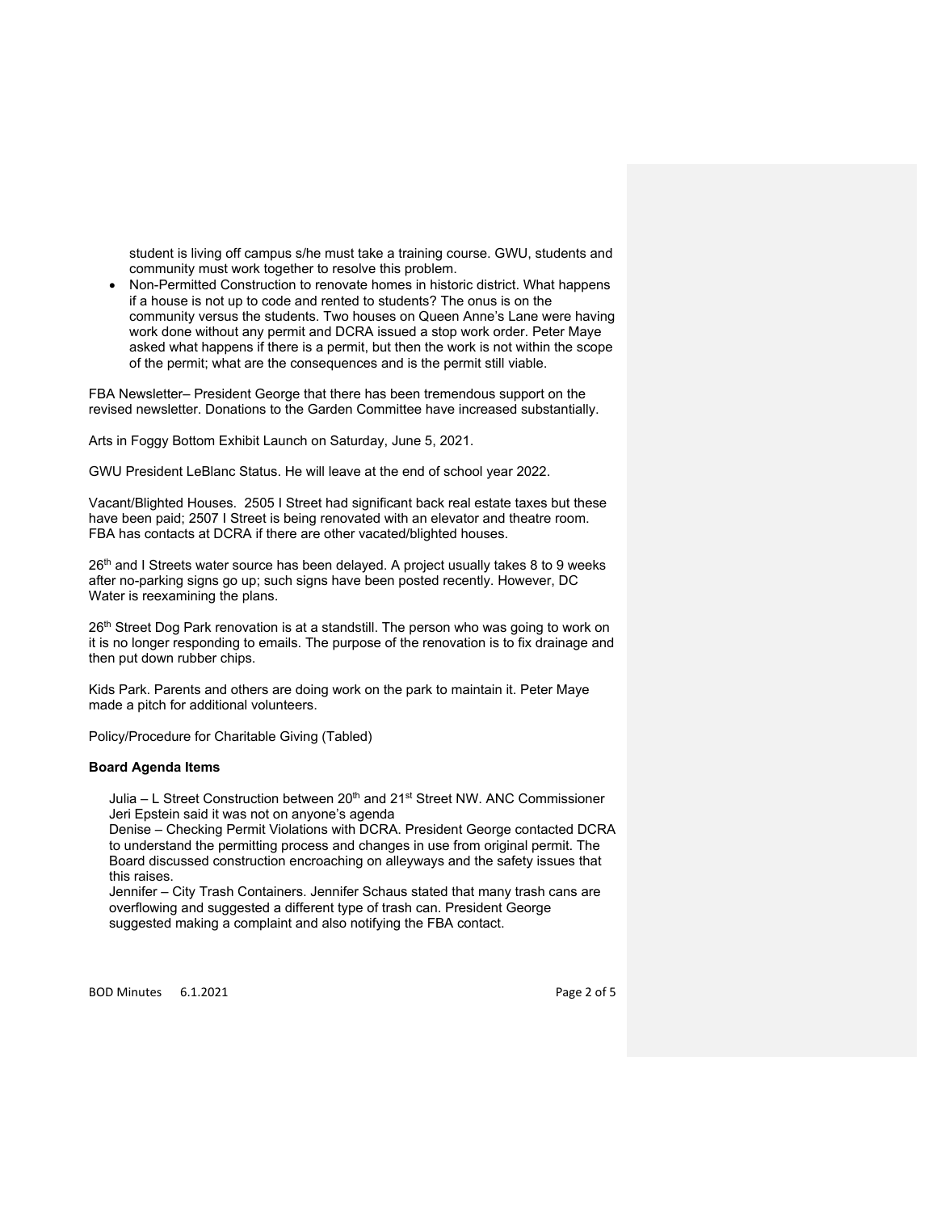student is living off campus s/he must take a training course. GWU, students and community must work together to resolve this problem.

- Non-Permitted Construction to renovate homes in historic district. What happens if a house is not up to code and rented to students? The onus is on the community versus the students. Two houses on Queen Anne's Lane were having work done without any permit and DCRA issued a stop work order. Peter Maye asked what happens if there is a permit, but then the work is not within the scope of the permit; what are the consequences and is the permit still viable.

FBA Newsletter– President George that there has been tremendous support on the revised newsletter. Donations to the Garden Committee have increased substantially.

Arts in Foggy Bottom Exhibit Launch on Saturday, June 5, 2021.

GWU President LeBlanc Status. He will leave at the end of school year 2022.

Vacant/Blighted Houses. 2505 I Street had significant back real estate taxes but these have been paid; 2507 I Street is being renovated with an elevator and theatre room. FBA has contacts at DCRA if there are other vacated/blighted houses.

26th and I Streets water source has been delayed. A project usually takes 8 to 9 weeks after no-parking signs go up; such signs have been posted recently. However, DC Water is reexamining the plans.

26th Street Dog Park renovation is at a standstill. The person who was going to work on it is no longer responding to emails. The purpose of the renovation is to fix drainage and then put down rubber chips.

Kids Park. Parents and others are doing work on the park to maintain it. Peter Maye made a pitch for additional volunteers.

Policy/Procedure for Charitable Giving (Tabled)

**Board Agenda Items**

Julia – L Street Construction between 20th and 21st Street NW. ANC Commissioner Jeri Epstein said it was not on anyone's agenda

Denise – Checking Permit Violations with DCRA. President George contacted DCRA to understand the permitting process and changes in use from original permit. The Board discussed construction encroaching on alleyways and the safety issues that this raises.

Jennifer – City Trash Containers. Jennifer Schaus stated that many trash cans are overflowing and suggested a different type of trash can. President George suggested making a complaint and also notifying the FBA contact.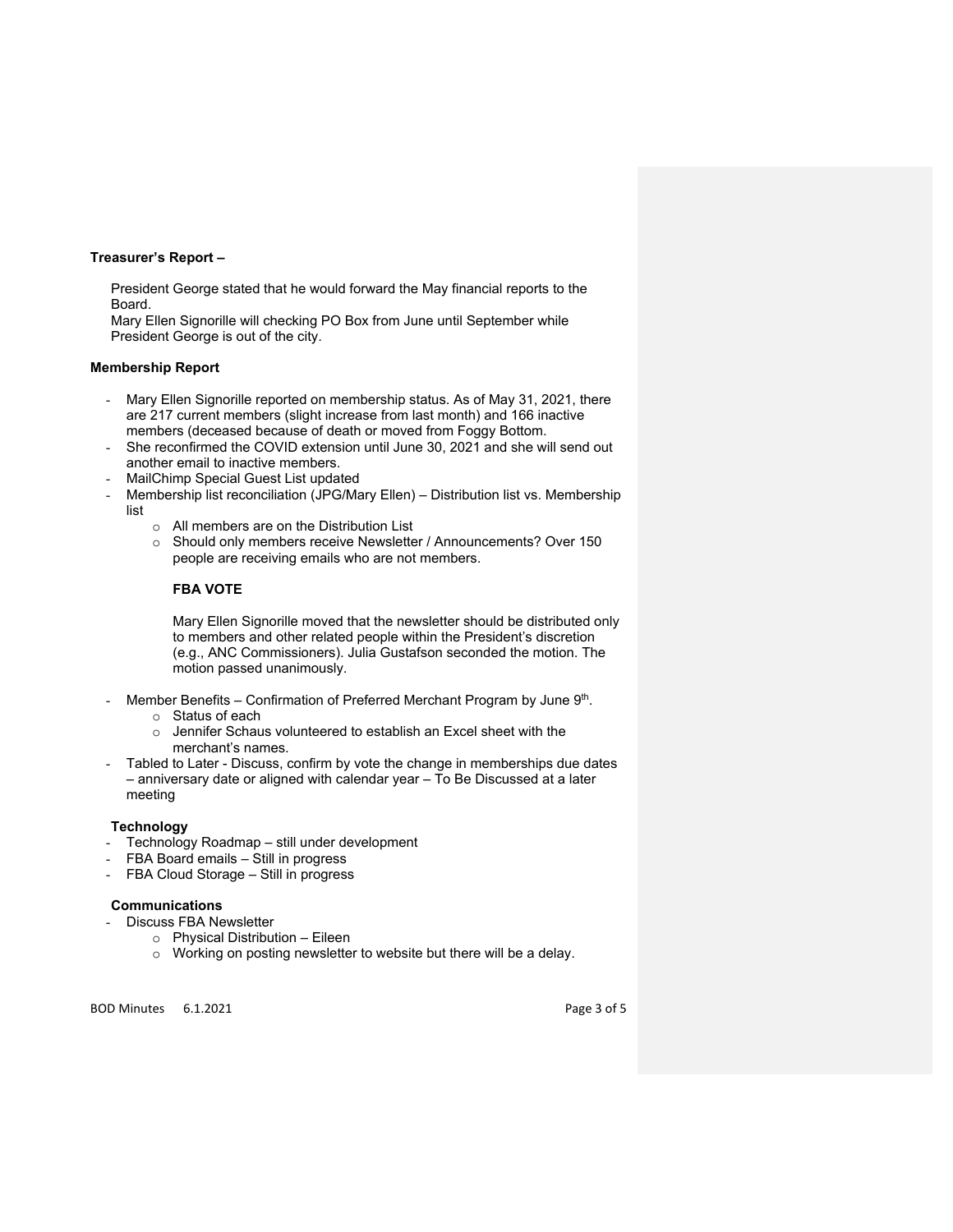**Treasurer's Report –**

President George stated that he would forward the May financial reports to the Board.
Mary Ellen Signorille will checking PO Box from June until September while President George is out of the city.

**Membership Report**

- Mary Ellen Signorille reported on membership status. As of May 31, 2021, there are 217 current members (slight increase from last month) and 166 inactive members (deceased because of death or moved from Foggy Bottom.
- She reconfirmed the COVID extension until June 30, 2021 and she will send out another email to inactive members.
- MailChimp Special Guest List updated
- Membership list reconciliation (JPG/Mary Ellen) – Distribution list vs. Membership list
  - All members are on the Distribution List
  - Should only members receive Newsletter / Announcements? Over 150 people are receiving emails who are not members.

    **FBA VOTE**

    Mary Ellen Signorille moved that the newsletter should be distributed only to members and other related people within the President's discretion (e.g., ANC Commissioners). Julia Gustafson seconded the motion. The motion passed unanimously.

- Member Benefits – Confirmation of Preferred Merchant Program by June 9th.
  - Status of each
  - Jennifer Schaus volunteered to establish an Excel sheet with the merchant's names.
- Tabled to Later - Discuss, confirm by vote the change in memberships due dates – anniversary date or aligned with calendar year – To Be Discussed at a later meeting

**Technology**

- Technology Roadmap – still under development
- FBA Board emails – Still in progress
- FBA Cloud Storage – Still in progress

**Communications**

- Discuss FBA Newsletter
  - Physical Distribution – Eileen
  - Working on posting newsletter to website but there will be a delay.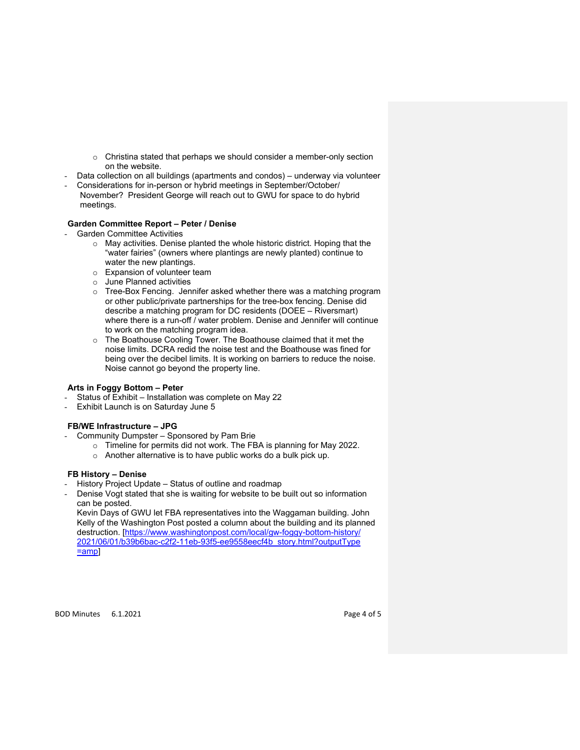- Christina stated that perhaps we should consider a member-only section on the website.
- Data collection on all buildings (apartments and condos) – underway via volunteer
- Considerations for in-person or hybrid meetings in September/October/ November? President George will reach out to GWU for space to do hybrid meetings.

**Garden Committee Report – Peter / Denise**

- Garden Committee Activities
  - May activities. Denise planted the whole historic district. Hoping that the "water fairies" (owners where plantings are newly planted) continue to water the new plantings.
  - Expansion of volunteer team
  - June Planned activities
  - Tree-Box Fencing. Jennifer asked whether there was a matching program or other public/private partnerships for the tree-box fencing. Denise did describe a matching program for DC residents (DOEE – Riversmart) where there is a run-off / water problem. Denise and Jennifer will continue to work on the matching program idea.
  - The Boathouse Cooling Tower. The Boathouse claimed that it met the noise limits. DCRA redid the noise test and the Boathouse was fined for being over the decibel limits. It is working on barriers to reduce the noise. Noise cannot go beyond the property line.

**Arts in Foggy Bottom – Peter**

- Status of Exhibit – Installation was complete on May 22
- Exhibit Launch is on Saturday June 5

**FB/WE Infrastructure – JPG**

- Community Dumpster – Sponsored by Pam Brie
  - Timeline for permits did not work. The FBA is planning for May 2022.
  - Another alternative is to have public works do a bulk pick up.

**FB History – Denise**

- History Project Update – Status of outline and roadmap
- Denise Vogt stated that she is waiting for website to be built out so information can be posted.
  Kevin Days of GWU let FBA representatives into the Waggaman building. John Kelly of the Washington Post posted a column about the building and its planned destruction. [https://www.washingtonpost.com/local/gw-foggy-bottom-history/2021/06/01/b39b6bac-c2f2-11eb-93f5-ee9558eecf4b_story.html?outputType=amp]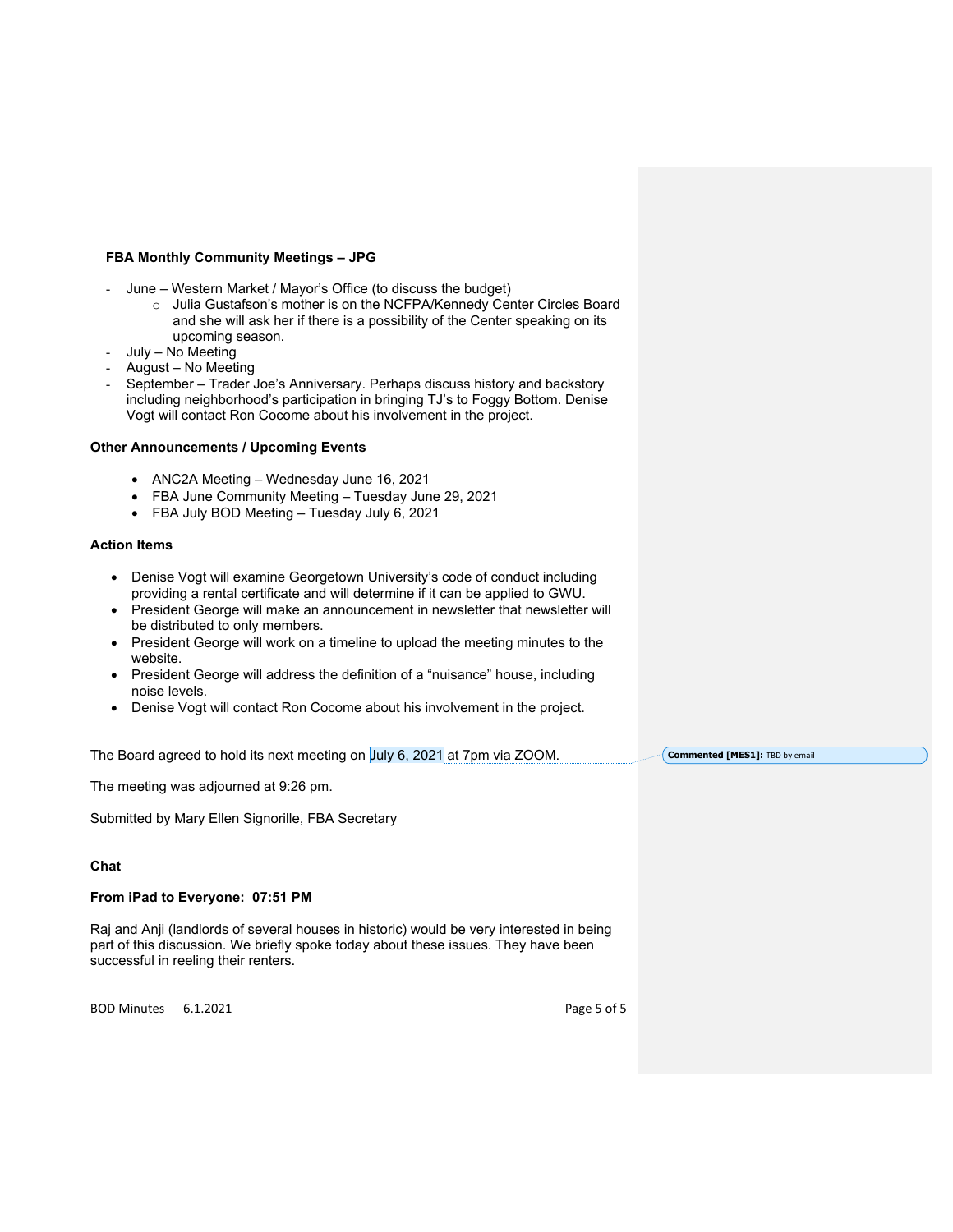**FBA Monthly Community Meetings – JPG**

- June – Western Market / Mayor's Office (to discuss the budget)
  - Julia Gustafson's mother is on the NCFPA/Kennedy Center Circles Board and she will ask her if there is a possibility of the Center speaking on its upcoming season.
- July – No Meeting
- August – No Meeting
- September – Trader Joe's Anniversary. Perhaps discuss history and backstory including neighborhood's participation in bringing TJ's to Foggy Bottom. Denise Vogt will contact Ron Cocome about his involvement in the project.

**Other Announcements / Upcoming Events**

- ANC2A Meeting – Wednesday June 16, 2021
- FBA June Community Meeting – Tuesday June 29, 2021
- FBA July BOD Meeting – Tuesday July 6, 2021

**Action Items**

- Denise Vogt will examine Georgetown University's code of conduct including providing a rental certificate and will determine if it can be applied to GWU.
- President George will make an announcement in newsletter that newsletter will be distributed to only members.
- President George will work on a timeline to upload the meeting minutes to the website.
- President George will address the definition of a "nuisance" house, including noise levels.
- Denise Vogt will contact Ron Cocome about his involvement in the project.

The Board agreed to hold its next meeting on July 6, 2021 at 7pm via ZOOM.

**Commented [MES1]:** TBD by email

The meeting was adjourned at 9:26 pm.

Submitted by Mary Ellen Signorille, FBA Secretary

**Chat**

**From iPad to Everyone: 07:51 PM**

Raj and Anji (landlords of several houses in historic) would be very interested in being part of this discussion. We briefly spoke today about these issues. They have been successful in reeling their renters.